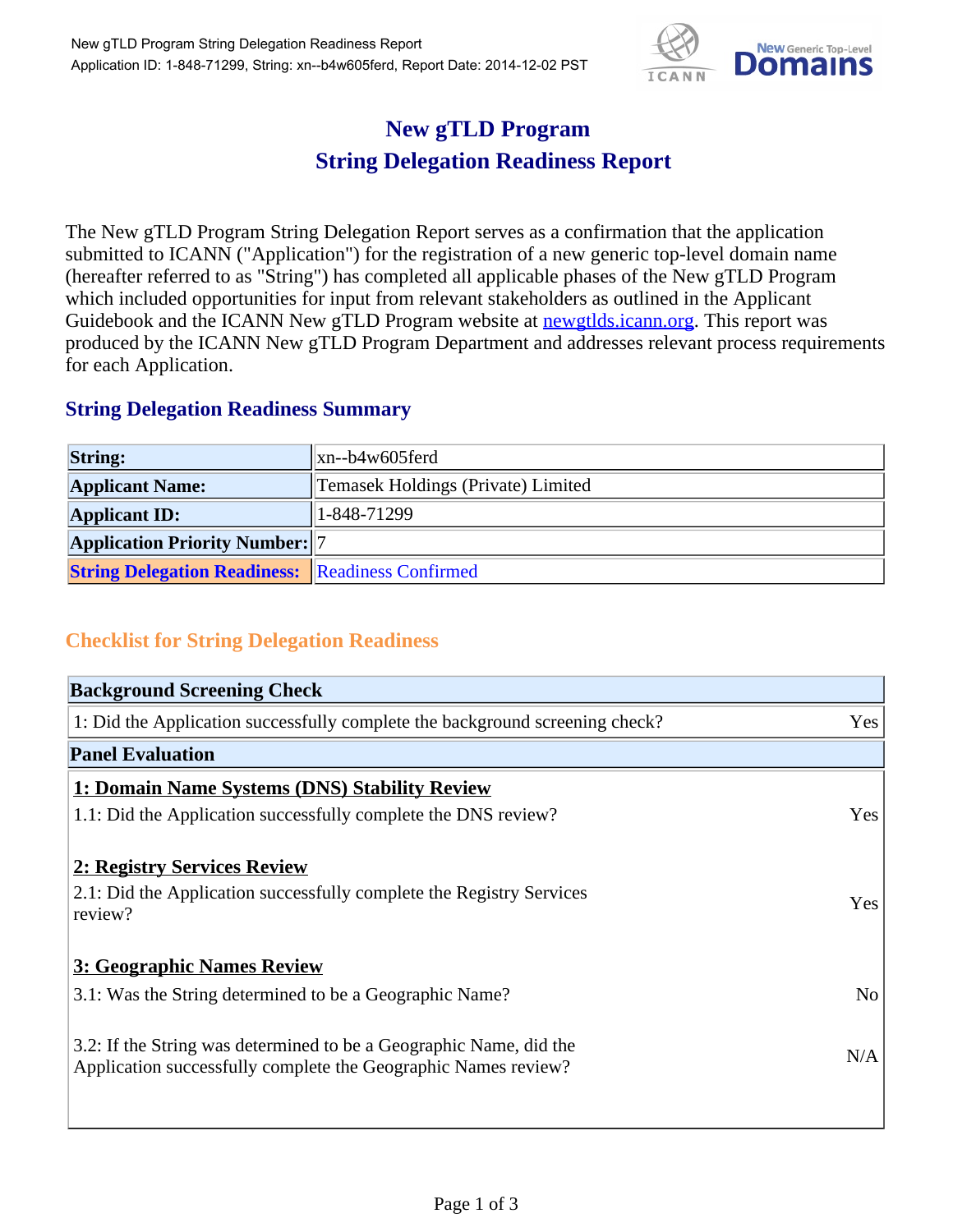# New gTLD Program
# String Delegation Readiness Report

The New gTLD Program String Delegation Report serves as a confirmation that the application submitted to ICANN ("Application") for the registration of a new generic top-level domain name (hereafter referred to as "String") has completed all applicable phases of the New gTLD Program which included opportunities for input from relevant stakeholders as outlined in the Applicant Guidebook and the ICANN New gTLD Program website at newgtlds.icann.org. This report was produced by the ICANN New gTLD Program Department and addresses relevant process requirements for each Application.

## String Delegation Readiness Summary

| | |
|---|---|
| **String:** | xn--b4w605ferd |
| **Applicant Name:** | Temasek Holdings (Private) Limited |
| **Applicant ID:** | 1-848-71299 |
| **Application Priority Number:** | 7 |
| **String Delegation Readiness:** | Readiness Confirmed |

## Checklist for String Delegation Readiness

| **Background Screening Check** | |
|---|---|
| 1: Did the Application successfully complete the background screening check? | Yes |
| **Panel Evaluation** | |
| **1: Domain Name Systems (DNS) Stability Review** | |
| 1.1: Did the Application successfully complete the DNS review? | Yes |
| **2: Registry Services Review** | |
| 2.1: Did the Application successfully complete the Registry Services review? | Yes |
| **3: Geographic Names Review** | |
| 3.1: Was the String determined to be a Geographic Name? | No |
| 3.2: If the String was determined to be a Geographic Name, did the Application successfully complete the Geographic Names review? | N/A |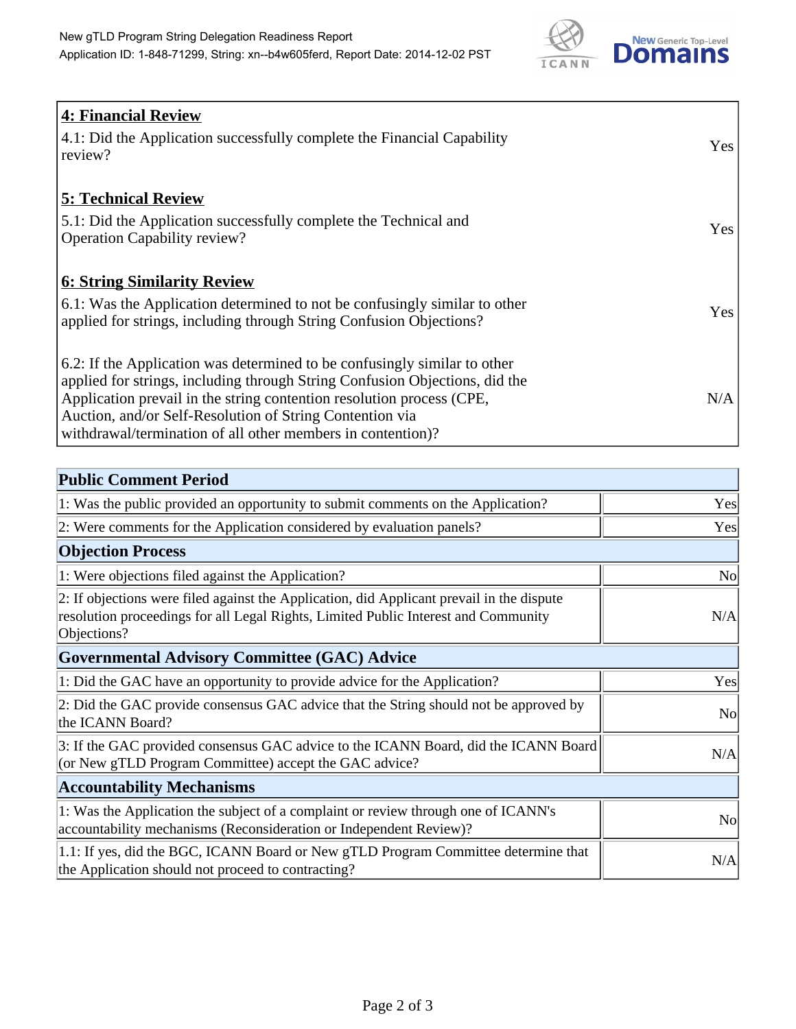| **4: Financial Review** | |
|---|---|
| 4.1: Did the Application successfully complete the Financial Capability review? | Yes |
| **5: Technical Review** | |
| 5.1: Did the Application successfully complete the Technical and Operation Capability review? | Yes |
| **6: String Similarity Review** | |
| 6.1: Was the Application determined to not be confusingly similar to other applied for strings, including through String Confusion Objections? | Yes |
| 6.2: If the Application was determined to be confusingly similar to other applied for strings, including through String Confusion Objections, did the Application prevail in the string contention resolution process (CPE, Auction, and/or Self-Resolution of String Contention via withdrawal/termination of all other members in contention)? | N/A |

| **Public Comment Period** | |
|---|---|
| 1: Was the public provided an opportunity to submit comments on the Application? | Yes |
| 2: Were comments for the Application considered by evaluation panels? | Yes |
| **Objection Process** | |
| 1: Were objections filed against the Application? | No |
| 2: If objections were filed against the Application, did Applicant prevail in the dispute resolution proceedings for all Legal Rights, Limited Public Interest and Community Objections? | N/A |
| **Governmental Advisory Committee (GAC) Advice** | |
| 1: Did the GAC have an opportunity to provide advice for the Application? | Yes |
| 2: Did the GAC provide consensus GAC advice that the String should not be approved by the ICANN Board? | No |
| 3: If the GAC provided consensus GAC advice to the ICANN Board, did the ICANN Board (or New gTLD Program Committee) accept the GAC advice? | N/A |
| **Accountability Mechanisms** | |
| 1: Was the Application the subject of a complaint or review through one of ICANN's accountability mechanisms (Reconsideration or Independent Review)? | No |
| 1.1: If yes, did the BGC, ICANN Board or New gTLD Program Committee determine that the Application should not proceed to contracting? | N/A |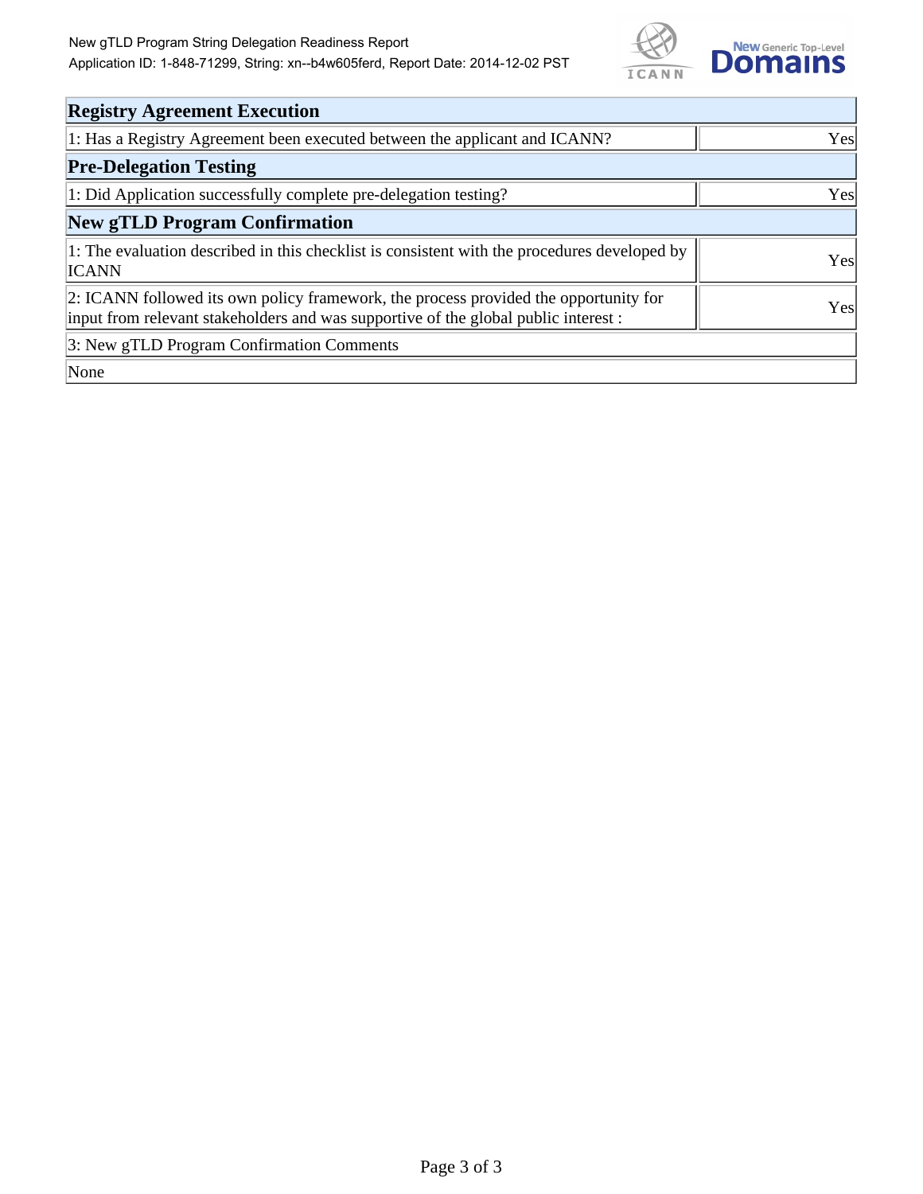## Registry Agreement Execution

| | |
|---|---|
| 1: Has a Registry Agreement been executed between the applicant and ICANN? | Yes |

## Pre-Delegation Testing

| | |
|---|---|
| 1: Did Application successfully complete pre-delegation testing? | Yes |

## New gTLD Program Confirmation

| | |
|---|---|
| 1: The evaluation described in this checklist is consistent with the procedures developed by ICANN | Yes |
| 2: ICANN followed its own policy framework, the process provided the opportunity for input from relevant stakeholders and was supportive of the global public interest : | Yes |

3: New gTLD Program Confirmation Comments

None